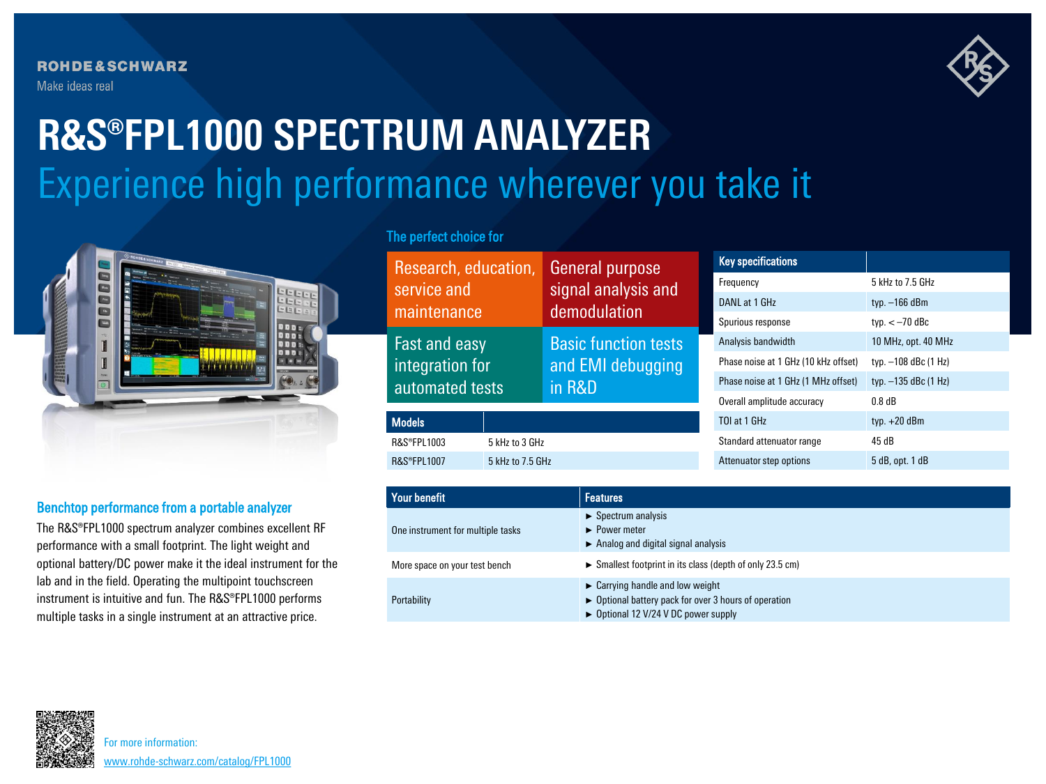ROHDE&SCHWARZ

Make ideas real

# R&S®FPL1000 SPECTRUM ANALYZER

## Experience high performance wherever you take it

### The perfect choice for

| | |
|---|---|
| Research, education, service and maintenance | General purpose signal analysis and demodulation |
| Fast and easy integration for automated tests | Basic function tests and EMI debugging in R&D |

| Models | |
|---|---|
| R&S®FPL1003 | 5 kHz to 3 GHz |
| R&S®FPL1007 | 5 kHz to 7.5 GHz |

| Key specifications | |
|---|---|
| Frequency | 5 kHz to 7.5 GHz |
| DANL at 1 GHz | typ. –166 dBm |
| Spurious response | typ. < –70 dBc |
| Analysis bandwidth | 10 MHz, opt. 40 MHz |
| Phase noise at 1 GHz (10 kHz offset) | typ. –108 dBc (1 Hz) |
| Phase noise at 1 GHz (1 MHz offset) | typ. –135 dBc (1 Hz) |
| Overall amplitude accuracy | 0.8 dB |
| TOI at 1 GHz | typ. +20 dBm |
| Standard attenuator range | 45 dB |
| Attenuator step options | 5 dB, opt. 1 dB |

### Benchtop performance from a portable analyzer

The R&S®FPL1000 spectrum analyzer combines excellent RF performance with a small footprint. The light weight and optional battery/DC power make it the ideal instrument for the lab and in the field. Operating the multipoint touchscreen instrument is intuitive and fun. The R&S®FPL1000 performs multiple tasks in a single instrument at an attractive price.

| Your benefit | Features |
|---|---|
| One instrument for multiple tasks | ► Spectrum analysis<br>► Power meter<br>► Analog and digital signal analysis |
| More space on your test bench | ► Smallest footprint in its class (depth of only 23.5 cm) |
| Portability | ► Carrying handle and low weight<br>► Optional battery pack for over 3 hours of operation<br>► Optional 12 V/24 V DC power supply |

For more information:
www.rohde-schwarz.com/catalog/FPL1000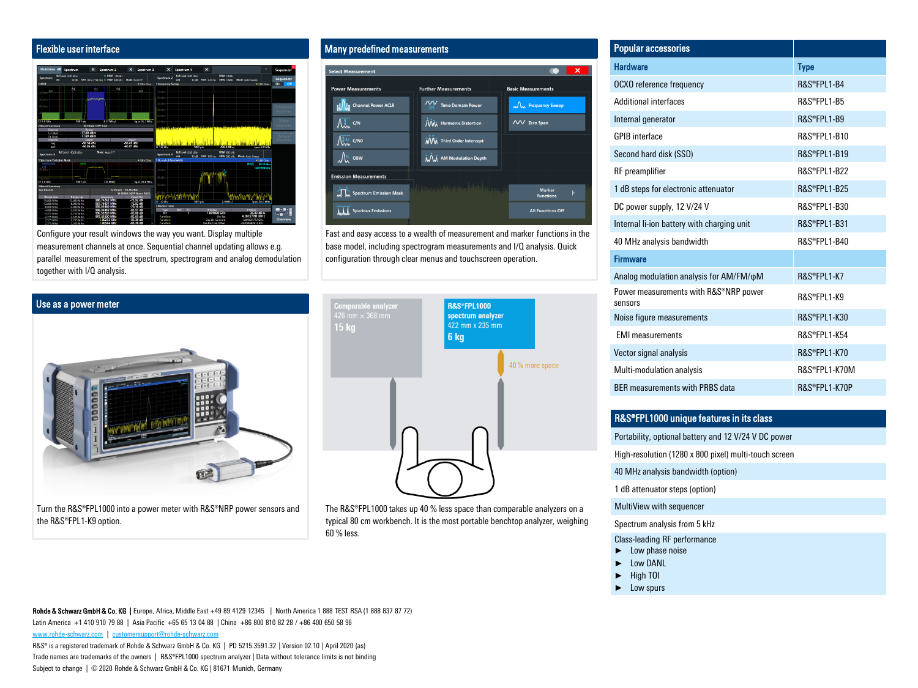## Flexible user interface

Configure your result windows the way you want. Display multiple measurement channels at once. Sequential channel updating allows e.g. parallel measurement of the spectrum, spectrogram and analog demodulation together with I/Q analysis.

## Many predefined measurements

Fast and easy access to a wealth of measurement and marker functions in the base model, including spectrogram measurements and I/Q analysis. Quick configuration through clear menus and touchscreen operation.

## Use as a power meter

Turn the R&S®FPL1000 into a power meter with R&S®NRP power sensors and the R&S®FPL1-K9 option.

Comparable analyzer
426 mm × 368 mm
15 kg

R&S®FPL1000 spectrum analyzer
422 mm x 235 mm
6 kg

40 % more space

The R&S®FPL1000 takes up 40 % less space than comparable analyzers on a typical 80 cm workbench. It is the most portable benchtop analyzer, weighing 60 % less.

## Popular accessories

| Hardware | Type |
|---|---|
| OCXO reference frequency | R&S®FPL1-B4 |
| Additional interfaces | R&S®FPL1-B5 |
| Internal generator | R&S®FPL1-B9 |
| GPIB interface | R&S®FPL1-B10 |
| Second hard disk (SSD) | R&S®FPL1-B19 |
| RF preamplifier | R&S®FPL1-B22 |
| 1 dB steps for electronic attenuator | R&S®FPL1-B25 |
| DC power supply, 12 V/24 V | R&S®FPL1-B30 |
| Internal li-ion battery with charging unit | R&S®FPL1-B31 |
| 40 MHz analysis bandwidth | R&S®FPL1-B40 |
| **Firmware** | |
| Analog modulation analysis for AM/FM/φM | R&S®FPL1-K7 |
| Power measurements with R&S®NRP power sensors | R&S®FPL1-K9 |
| Noise figure measurements | R&S®FPL1-K30 |
| EMI measurements | R&S®FPL1-K54 |
| Vector signal analysis | R&S®FPL1-K70 |
| Multi-modulation analysis | R&S®FPL1-K70M |
| BER measurements with PRBS data | R&S®FPL1-K70P |

## R&S®FPL1000 unique features in its class

- Portability, optional battery and 12 V/24 V DC power
- High-resolution (1280 x 800 pixel) multi-touch screen
- 40 MHz analysis bandwidth (option)
- 1 dB attenuator steps (option)
- MultiView with sequencer
- Spectrum analysis from 5 kHz
- Class-leading RF performance
  - Low phase noise
  - Low DANL
  - High TOI
  - Low spurs

**Rohde & Schwarz GmbH & Co. KG** | Europe, Africa, Middle East +49 89 4129 12345 | North America 1 888 TEST RSA (1 888 837 87 72)
Latin America +1 410 910 79 88 | Asia Pacific +65 65 13 04 88 | China +86 800 810 82 28 / +86 400 650 58 96
www.rohde-schwarz.com | customersupport@rohde-schwarz.com
R&S® is a registered trademark of Rohde & Schwarz GmbH & Co. KG | PD 5215.3591.32 | Version 02.10 | April 2020 (as)
Trade names are trademarks of the owners | R&S®FPL1000 spectrum analyzer | Data without tolerance limits is not binding
Subject to change | © 2020 Rohde & Schwarz GmbH & Co. KG | 81671 Munich, Germany